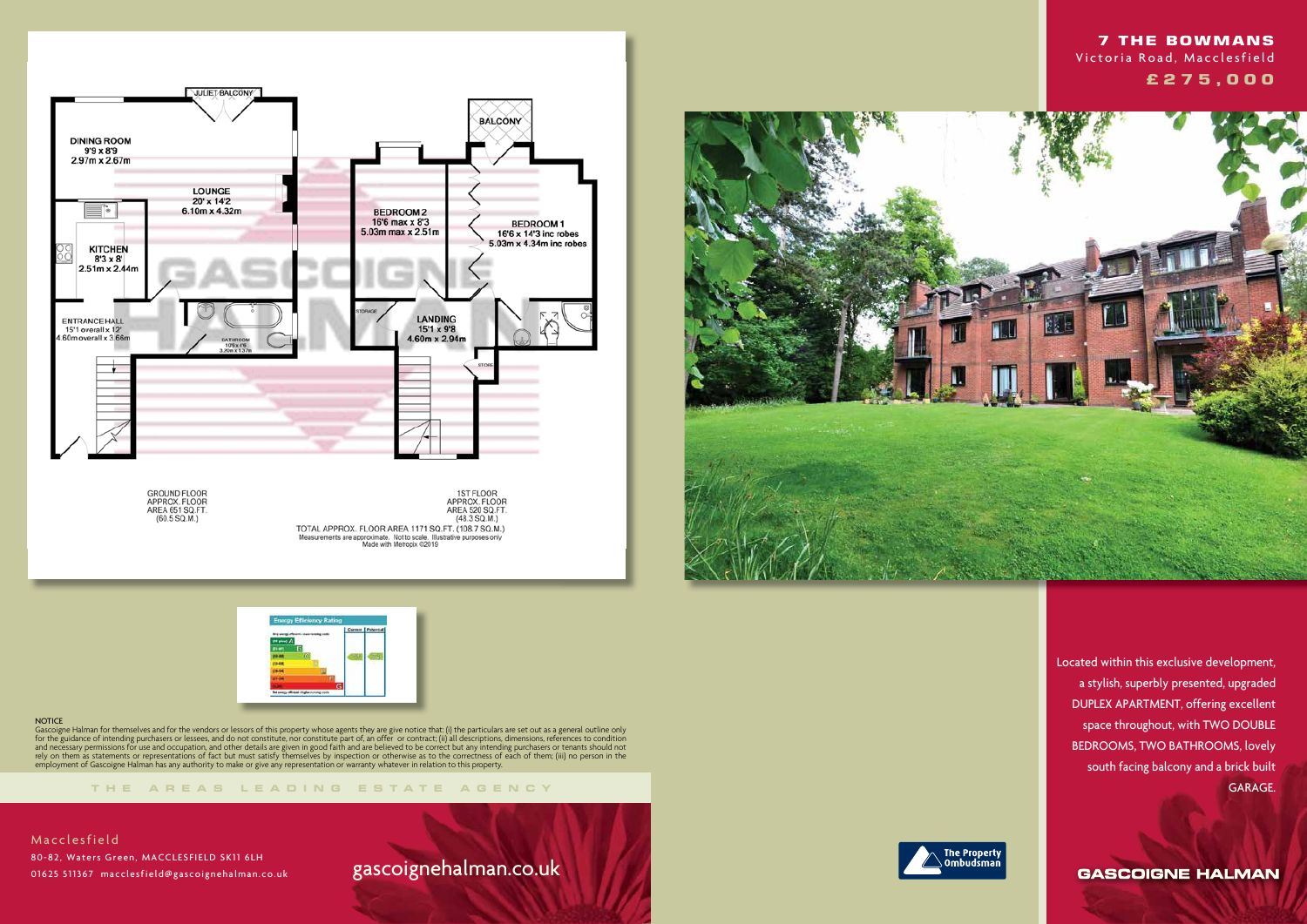# 7 THE BOWMANS

Victoria Road, Macclesfield

**£275,000**

DINING ROOM
9'9 x 8'9
2.97m x 2.67m

JULIET BALCONY

LOUNGE
20' x 14'2
6.10m x 4.32m

KITCHEN
8'3 x 8'
2.51m x 2.44m

ENTRANCE HALL
15'1 overall x 12'
4.60m overall x 3.66m

BATHROOM
10'9 x 4'6
3.28m x 1.37m

BALCONY

BEDROOM 2
16'6 max x 8'3
5.03m max x 2.51m

BEDROOM 1
16'6 x 14'3 inc robes
5.03m x 4.34m inc robes

STORAGE

LANDING
15'1 x 9'8
4.60m x 2.94m

STORE

GROUND FLOOR
APPROX. FLOOR
AREA 651 SQ.FT.
(60.5 SQ.M.)

1ST FLOOR
APPROX. FLOOR
AREA 520 SQ.FT.
(48.3 SQ.M.)

TOTAL APPROX. FLOOR AREA 1171 SQ.FT. (108.7 SQ.M.)
Measurements are approximate. Not to scale. Illustrative purposes only
Made with Metropix ©2019

Located within this exclusive development, a stylish, superbly presented, upgraded DUPLEX APARTMENT, offering excellent space throughout, with TWO DOUBLE BEDROOMS, TWO BATHROOMS, lovely south facing balcony and a brick built GARAGE.

Energy Efficiency Rating

**NOTICE**

Gascoigne Halman for themselves and for the vendors or lessors of this property whose agents they are give notice that: (i) the particulars are set out as a general outline only for the guidance of intending purchasers or lessees, and do not constitute, nor constitute part of, an offer or contract; (ii) all descriptions, dimensions, references to condition and necessary permissions for use and occupation, and other details are given in good faith and are believed to be correct but any intending purchasers or tenants should not rely on them as statements or representations of fact but must satisfy themselves by inspection or otherwise as to the correctness of each of them; (iii) no person in the employment of Gascoigne Halman has any authority to make or give any representation or warranty whatever in relation to this property.

THE AREAS LEADING ESTATE AGENCY

Macclesfield

80-82, Waters Green, MACCLESFIELD SK11 6LH

01625 511367 macclesfield@gascoignehalman.co.uk

gascoignehalman.co.uk

The Property Ombudsman

GASCOIGNE HALMAN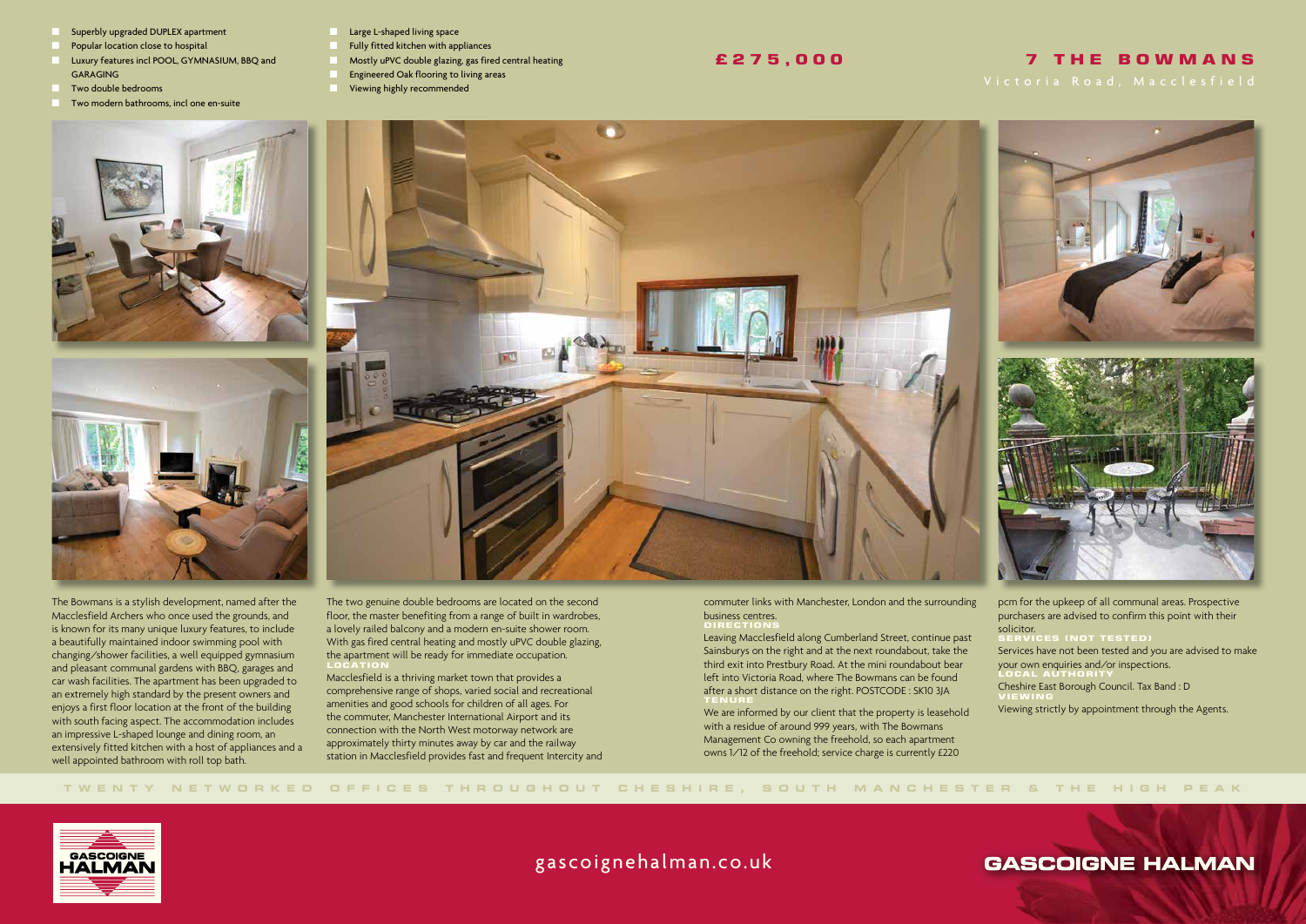- Superbly upgraded DUPLEX apartment
- Popular location close to hospital
- Luxury features incl POOL, GYMNASIUM, BBQ and GARAGING
- Two double bedrooms
- Two modern bathrooms, incl one en-suite
- Large L-shaped living space
- Fully fitted kitchen with appliances
- Mostly uPVC double glazing, gas fired central heating
- Engineered Oak flooring to living areas
- Viewing highly recommended

**£275,000**

# 7 THE BOWMANS

Victoria Road, Macclesfield

The Bowmans is a stylish development, named after the Macclesfield Archers who once used the grounds, and is known for its many unique luxury features, to include a beautifully maintained indoor swimming pool with changing/shower facilities, a well equipped gymnasium and pleasant communal gardens with BBQ, garages and car wash facilities. The apartment has been upgraded to an extremely high standard by the present owners and enjoys a first floor location at the front of the building with south facing aspect. The accommodation includes an impressive L-shaped lounge and dining room, an extensively fitted kitchen with a host of appliances and a well appointed bathroom with roll top bath.

The two genuine double bedrooms are located on the second floor, the master benefiting from a range of built in wardrobes, a lovely railed balcony and a modern en-suite shower room. With gas fired central heating and mostly uPVC double glazing, the apartment will be ready for immediate occupation.

**LOCATION**

Macclesfield is a thriving market town that provides a comprehensive range of shops, varied social and recreational amenities and good schools for children of all ages. For the commuter, Manchester International Airport and its connection with the North West motorway network are approximately thirty minutes away by car and the railway station in Macclesfield provides fast and frequent Intercity and commuter links with Manchester, London and the surrounding business centres.

**DIRECTIONS**

Leaving Macclesfield along Cumberland Street, continue past Sainsburys on the right and at the next roundabout, take the third exit into Prestbury Road. At the mini roundabout bear left into Victoria Road, where The Bowmans can be found after a short distance on the right. POSTCODE : SK10 3JA

**TENURE**

We are informed by our client that the property is leasehold with a residue of around 999 years, with The Bowmans Management Co owning the freehold, so each apartment owns 1/12 of the freehold; service charge is currently £220 pcm for the upkeep of all communal areas. Prospective purchasers are advised to confirm this point with their solicitor.

**SERVICES (NOT TESTED)**

Services have not been tested and you are advised to make your own enquiries and/or inspections.

**LOCAL AUTHORITY**

Cheshire East Borough Council. Tax Band : D

**VIEWING**

Viewing strictly by appointment through the Agents.

TWENTY NETWORKED OFFICES THROUGHOUT CHESHIRE, SOUTH MANCHESTER & THE HIGH PEAK

gascoignehalman.co.uk

GASCOIGNE HALMAN